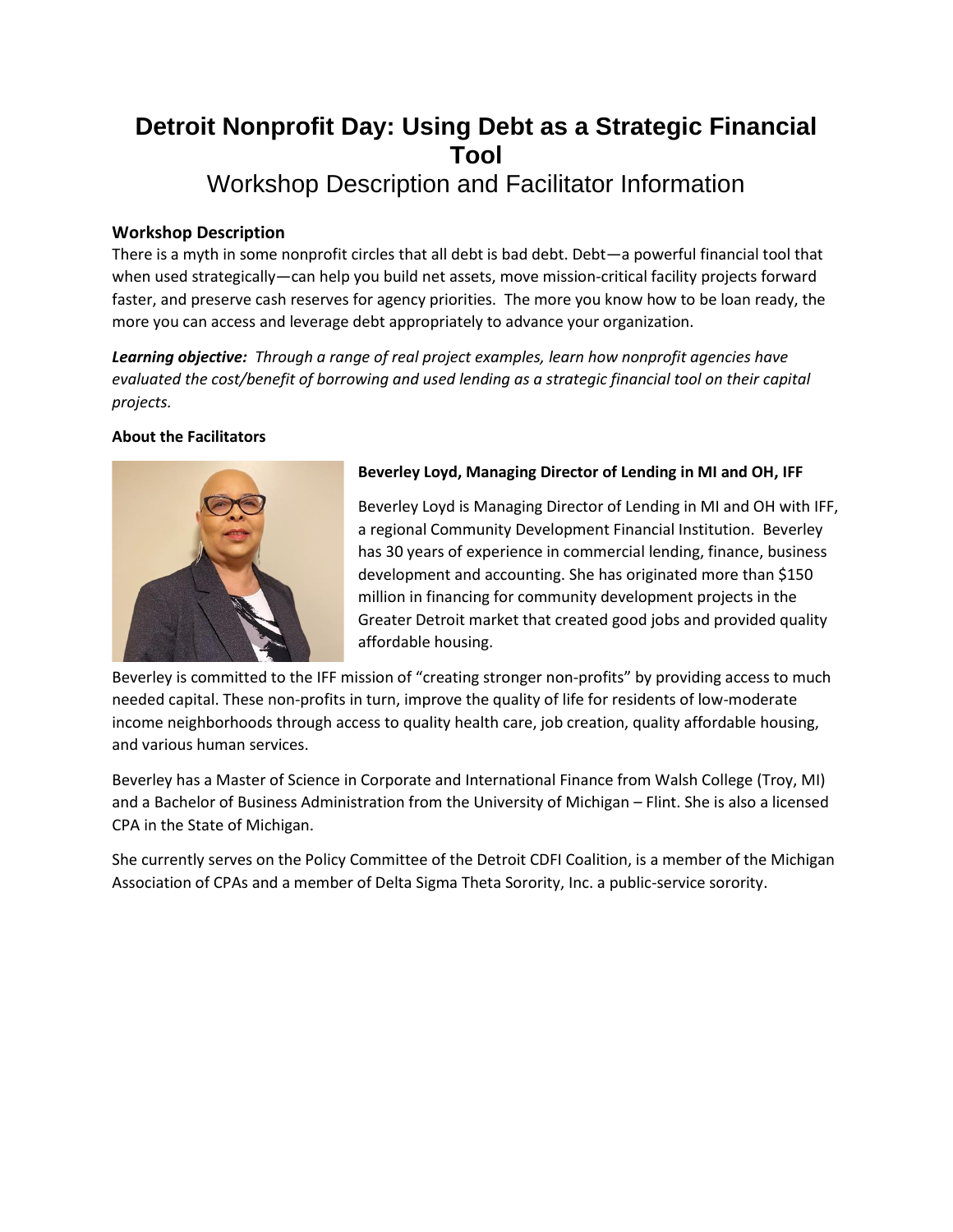# Detroit Nonprofit Day: Using Debt as a Strategic Financial Tool

## Workshop Description and Facilitator Information

### Workshop Description

There is a myth in some nonprofit circles that all debt is bad debt. Debt—a powerful financial tool that when used strategically—can help you build net assets, move mission-critical facility projects forward faster, and preserve cash reserves for agency priorities. The more you know how to be loan ready, the more you can access and leverage debt appropriately to advance your organization.

***Learning objective:*** *Through a range of real project examples, learn how nonprofit agencies have evaluated the cost/benefit of borrowing and used lending as a strategic financial tool on their capital projects.*

**About the Facilitators**

**Beverley Loyd, Managing Director of Lending in MI and OH, IFF**

Beverley Loyd is Managing Director of Lending in MI and OH with IFF, a regional Community Development Financial Institution. Beverley has 30 years of experience in commercial lending, finance, business development and accounting. She has originated more than $150 million in financing for community development projects in the Greater Detroit market that created good jobs and provided quality affordable housing.

Beverley is committed to the IFF mission of "creating stronger non-profits" by providing access to much needed capital. These non-profits in turn, improve the quality of life for residents of low-moderate income neighborhoods through access to quality health care, job creation, quality affordable housing, and various human services.

Beverley has a Master of Science in Corporate and International Finance from Walsh College (Troy, MI) and a Bachelor of Business Administration from the University of Michigan – Flint. She is also a licensed CPA in the State of Michigan.

She currently serves on the Policy Committee of the Detroit CDFI Coalition, is a member of the Michigan Association of CPAs and a member of Delta Sigma Theta Sorority, Inc. a public-service sorority.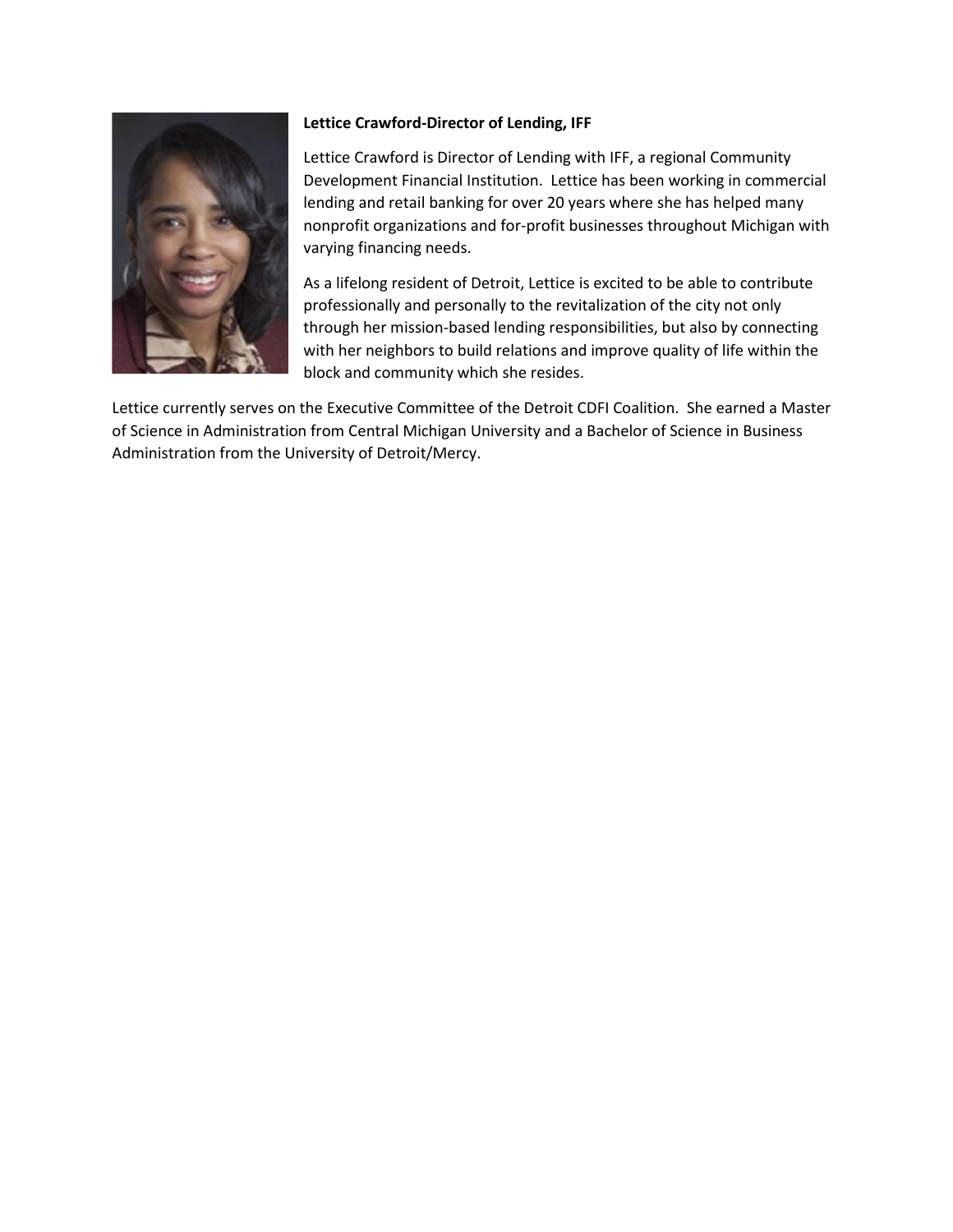**Lettice Crawford-Director of Lending, IFF**

Lettice Crawford is Director of Lending with IFF, a regional Community Development Financial Institution. Lettice has been working in commercial lending and retail banking for over 20 years where she has helped many nonprofit organizations and for-profit businesses throughout Michigan with varying financing needs.

As a lifelong resident of Detroit, Lettice is excited to be able to contribute professionally and personally to the revitalization of the city not only through her mission-based lending responsibilities, but also by connecting with her neighbors to build relations and improve quality of life within the block and community which she resides.

Lettice currently serves on the Executive Committee of the Detroit CDFI Coalition. She earned a Master of Science in Administration from Central Michigan University and a Bachelor of Science in Business Administration from the University of Detroit/Mercy.